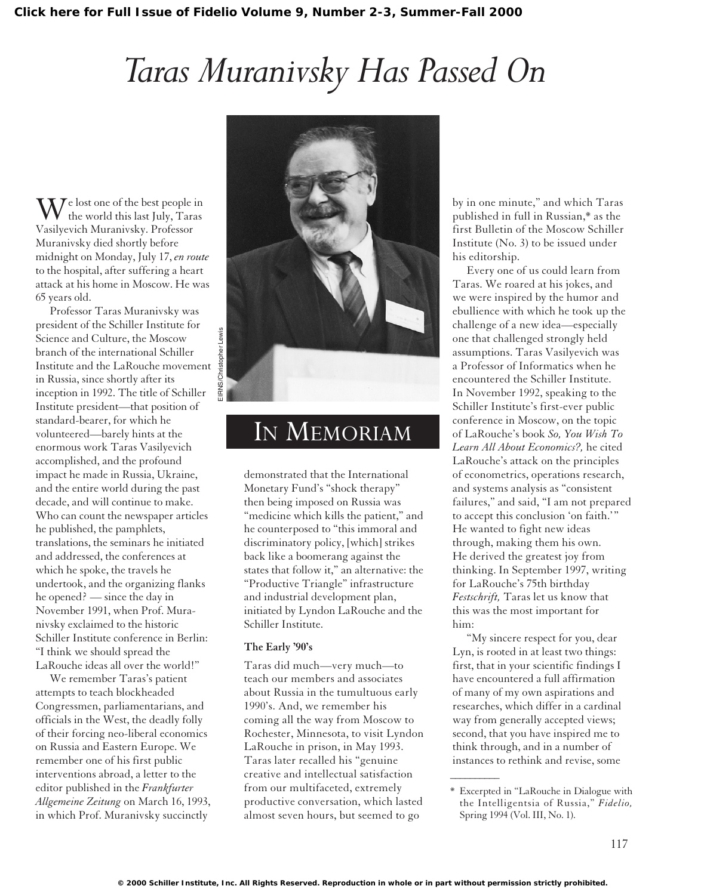# Taras Muranivsky Has Passed On

## IN MEMORIAM

We lost one of the best people in the world this last July, Taras Vasilyevich Muranivsky. Professor Muranivsky died shortly before midnight on Monday, July 17, *en route* to the hospital, after suffering a heart attack at his home in Moscow. He was 65 years old.

Professor Taras Muranivsky was president of the Schiller Institute for Science and Culture, the Moscow branch of the international Schiller Institute and the LaRouche movement in Russia, since shortly after its inception in 1992. The title of Schiller Institute president—that position of standard-bearer, for which he volunteered—barely hints at the enormous work Taras Vasilyevich accomplished, and the profound impact he made in Russia, Ukraine, and the entire world during the past decade, and will continue to make. Who can count the newspaper articles he published, the pamphlets, translations, the seminars he initiated and addressed, the conferences at which he spoke, the travels he undertook, and the organizing flanks he opened? — since the day in November 1991, when Prof. Muranivsky exclaimed to the historic Schiller Institute conference in Berlin: "I think we should spread the LaRouche ideas all over the world!"

We remember Taras's patient attempts to teach blockheaded Congressmen, parliamentarians, and officials in the West, the deadly folly of their forcing neo-liberal economics on Russia and Eastern Europe. We remember one of his first public interventions abroad, a letter to the editor published in the *Frankfurter Allgemeine Zeitung* on March 16, 1993, in which Prof. Muranivsky succinctly demonstrated that the International Monetary Fund's "shock therapy" then being imposed on Russia was "medicine which kills the patient," and he counterposed to "this immoral and discriminatory policy, [which] strikes back like a boomerang against the states that follow it," an alternative: the "Productive Triangle" infrastructure and industrial development plan, initiated by Lyndon LaRouche and the Schiller Institute.

### The Early '90's

Taras did much—very much—to teach our members and associates about Russia in the tumultuous early 1990's. And, we remember his coming all the way from Moscow to Rochester, Minnesota, to visit Lyndon LaRouche in prison, in May 1993. Taras later recalled his "genuine creative and intellectual satisfaction from our multifaceted, extremely productive conversation, which lasted almost seven hours, but seemed to go by in one minute," and which Taras published in full in Russian,* as the first Bulletin of the Moscow Schiller Institute (No. 3) to be issued under his editorship.

Every one of us could learn from Taras. We roared at his jokes, and we were inspired by the humor and ebullience with which he took up the challenge of a new idea—especially one that challenged strongly held assumptions. Taras Vasilyevich was a Professor of Informatics when he encountered the Schiller Institute. In November 1992, speaking to the Schiller Institute's first-ever public conference in Moscow, on the topic of LaRouche's book *So, You Wish To Learn All About Economics?,* he cited LaRouche's attack on the principles of econometrics, operations research, and systems analysis as "consistent failures," and said, "I am not prepared to accept this conclusion 'on faith.'" He wanted to fight new ideas through, making them his own. He derived the greatest joy from thinking. In September 1997, writing for LaRouche's 75th birthday *Festschrift,* Taras let us know that this was the most important for him:

"My sincere respect for you, dear Lyn, is rooted in at least two things: first, that in your scientific findings I have encountered a full affirmation of many of my own aspirations and researches, which differ in a cardinal way from generally accepted views; second, that you have inspired me to think through, and in a number of instances to rethink and revise, some

---

\* Excerpted in "LaRouche in Dialogue with the Intelligentsia of Russia," *Fidelio,* Spring 1994 (Vol. III, No. 1).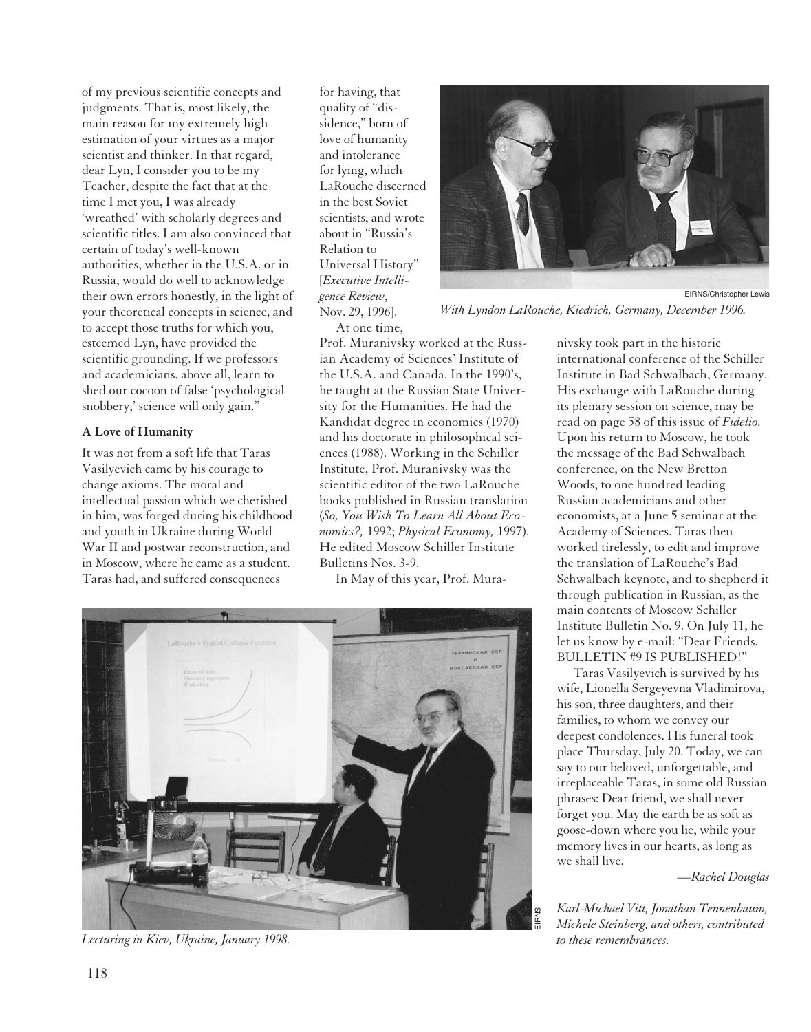of my previous scientific concepts and judgments. That is, most likely, the main reason for my extremely high estimation of your virtues as a major scientist and thinker. In that regard, dear Lyn, I consider you to be my Teacher, despite the fact that at the time I met you, I was already 'wreathed' with scholarly degrees and scientific titles. I am also convinced that certain of today's well-known authorities, whether in the U.S.A. or in Russia, would do well to acknowledge their own errors honestly, in the light of your theoretical concepts in science, and to accept those truths for which you, esteemed Lyn, have provided the scientific grounding. If we professors and academicians, above all, learn to shed our cocoon of false 'psychological snobbery,' science will only gain."

### A Love of Humanity

It was not from a soft life that Taras Vasilyevich came by his courage to change axioms. The moral and intellectual passion which we cherished in him, was forged during his childhood and youth in Ukraine during World War II and postwar reconstruction, and in Moscow, where he came as a student. Taras had, and suffered consequences for having, that quality of "dissidence," born of love of humanity and intolerance for lying, which LaRouche discerned in the best Soviet scientists, and wrote about in "Russia's Relation to Universal History" [*Executive Intelligence Review*, Nov. 29, 1996].

EIRNS/Christopher Lewis

*With Lyndon LaRouche, Kiedrich, Germany, December 1996.*

At one time, Prof. Muranivsky worked at the Russian Academy of Sciences' Institute of the U.S.A. and Canada. In the 1990's, he taught at the Russian State University for the Humanities. He had the Kandidat degree in economics (1970) and his doctorate in philosophical sciences (1988). Working in the Schiller Institute, Prof. Muranivsky was the scientific editor of the two LaRouche books published in Russian translation (*So, You Wish To Learn All About Economics?,* 1992; *Physical Economy,* 1997). He edited Moscow Schiller Institute Bulletins Nos. 3-9.

In May of this year, Prof. Muranivsky took part in the historic international conference of the Schiller Institute in Bad Schwalbach, Germany. His exchange with LaRouche during its plenary session on science, may be read on page 58 of this issue of *Fidelio.* Upon his return to Moscow, he took the message of the Bad Schwalbach conference, on the New Bretton Woods, to one hundred leading Russian academicians and other economists, at a June 5 seminar at the Academy of Sciences. Taras then worked tirelessly, to edit and improve the translation of LaRouche's Bad Schwalbach keynote, and to shepherd it through publication in Russian, as the main contents of Moscow Schiller Institute Bulletin No. 9. On July 11, he let us know by e-mail: "Dear Friends, BULLETIN #9 IS PUBLISHED!"

Taras Vasilyevich is survived by his wife, Lionella Sergeyevna Vladimirova, his son, three daughters, and their families, to whom we convey our deepest condolences. His funeral took place Thursday, July 20. Today, we can say to our beloved, unforgettable, and irreplaceable Taras, in some old Russian phrases: Dear friend, we shall never forget you. May the earth be as soft as goose-down where you lie, while your memory lives in our hearts, as long as we shall live.

*—Rachel Douglas*

EIRNS

*Lecturing in Kiev, Ukraine, January 1998.*

*Karl-Michael Vitt, Jonathan Tennenbaum, Michele Steinberg, and others, contributed to these remembrances.*